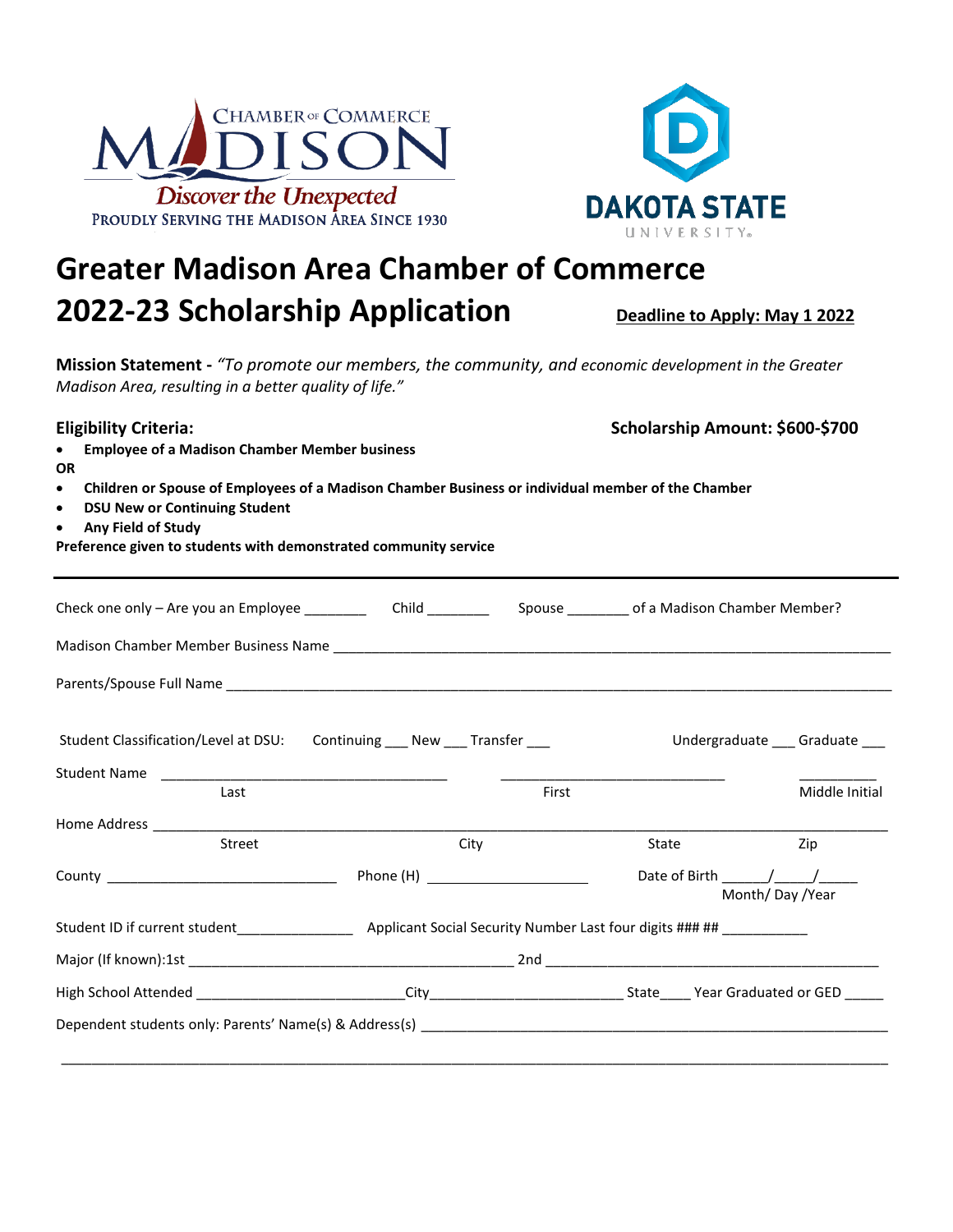CHAMBER OF COMMERCE
MADISON
*Discover the Unexpected*
PROUDLY SERVING THE MADISON AREA SINCE 1930

DAKOTA STATE UNIVERSITY

# Greater Madison Area Chamber of Commerce
# 2022-23 Scholarship Application

**Deadline to Apply: May 1 2022**

**Mission Statement -** *"To promote our members, the community, and economic development in the Greater Madison Area, resulting in a better quality of life."*

**Eligibility Criteria:** **Scholarship Amount: $600-$700**

- **Employee of a Madison Chamber Member business**

**OR**

- **Children or Spouse of Employees of a Madison Chamber Business or individual member of the Chamber**
- **DSU New or Continuing Student**
- **Any Field of Study**

**Preference given to students with demonstrated community service**

---

Check one only – Are you an Employee ________ Child ________ Spouse ________ of a Madison Chamber Member?

Madison Chamber Member Business Name ______________________________________________

Parents/Spouse Full Name ______________________________________________

Student Classification/Level at DSU: Continuing ___ New ___ Transfer ___ Undergraduate ___ Graduate ___

Student Name ______________________ ______________________ __________
Last First Middle Initial

Home Address ______________________________________________
Street City State Zip

County ______________________ Phone (H) ______________________ Date of Birth ______/_____/_____
Month/ Day /Year

Student ID if current student______________ Applicant Social Security Number Last four digits ### ## ___________

Major (If known):1st ______________________ 2nd ______________________

High School Attended ______________________City______________________ State____ Year Graduated or GED _____

Dependent students only: Parents' Name(s) & Address(s) ______________________________________________

______________________________________________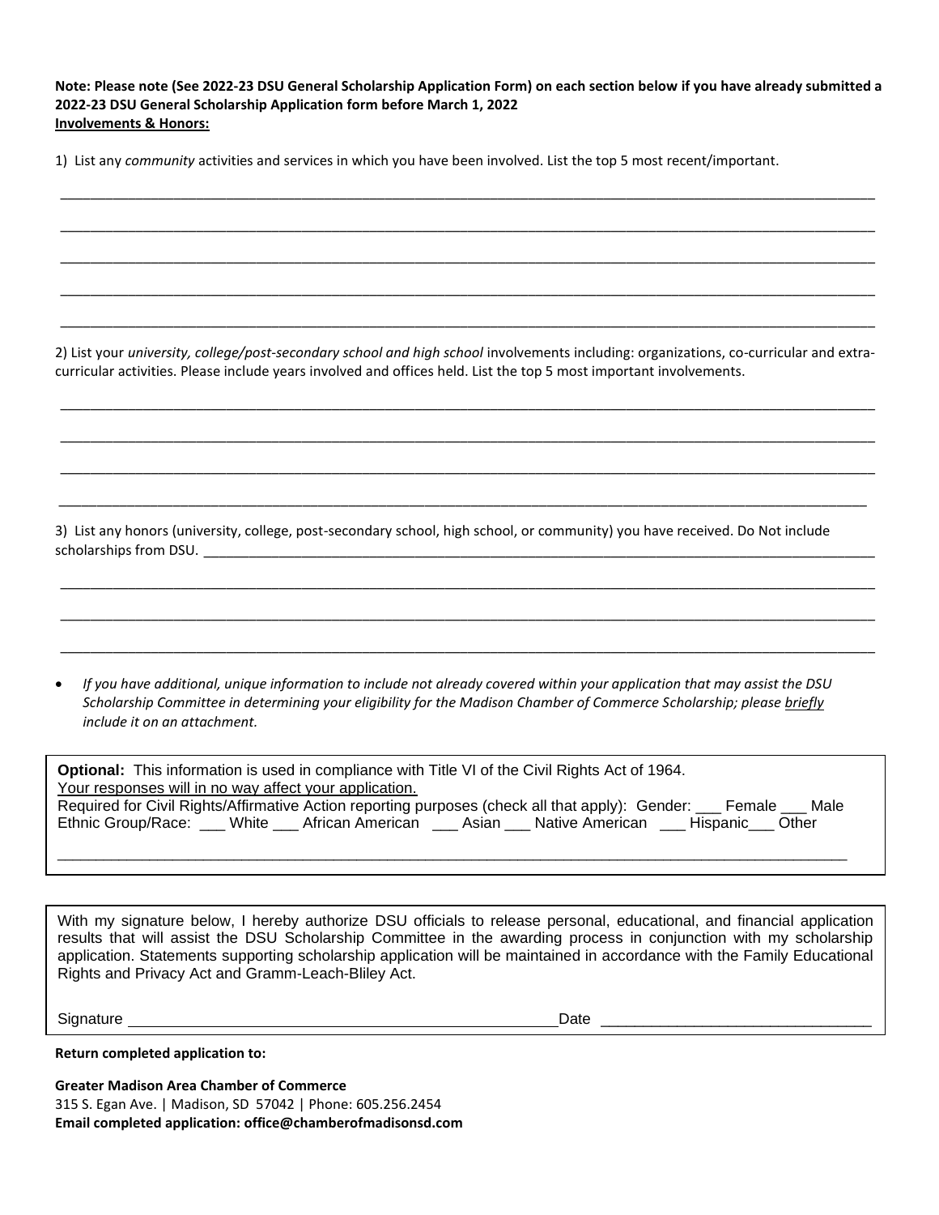**Note: Please note (See 2022-23 DSU General Scholarship Application Form) on each section below if you have already submitted a 2022-23 DSU General Scholarship Application form before March 1, 2022**

**Involvements & Honors:**

1) List any *community* activities and services in which you have been involved. List the top 5 most recent/important.

_____________________________________________________________________________________________________________

_____________________________________________________________________________________________________________

_____________________________________________________________________________________________________________

_____________________________________________________________________________________________________________

_____________________________________________________________________________________________________________

2) List your *university, college/post-secondary school and high school* involvements including: organizations, co-curricular and extra-curricular activities. Please include years involved and offices held. List the top 5 most important involvements.

_____________________________________________________________________________________________________________

_____________________________________________________________________________________________________________

_____________________________________________________________________________________________________________

_____________________________________________________________________________________________________________

3) List any honors (university, college, post-secondary school, high school, or community) you have received. Do Not include scholarships from DSU. ____________________________________________________________________________________________

_____________________________________________________________________________________________________________

_____________________________________________________________________________________________________________

_____________________________________________________________________________________________________________

- *If you have additional, unique information to include not already covered within your application that may assist the DSU Scholarship Committee in determining your eligibility for the Madison Chamber of Commerce Scholarship; please briefly include it on an attachment.*

**Optional:** This information is used in compliance with Title VI of the Civil Rights Act of 1964.
Your responses will in no way affect your application.
Required for Civil Rights/Affirmative Action reporting purposes (check all that apply): Gender: ___ Female ___ Male
Ethnic Group/Race: ___ White ___ African American ___ Asian ___ Native American ___ Hispanic___ Other

_____________________________________________________________________________________________________________

With my signature below, I hereby authorize DSU officials to release personal, educational, and financial application results that will assist the DSU Scholarship Committee in the awarding process in conjunction with my scholarship application. Statements supporting scholarship application will be maintained in accordance with the Family Educational Rights and Privacy Act and Gramm-Leach-Bliley Act.

Signature ______________________________________________ Date ______________________________

**Return completed application to:**

**Greater Madison Area Chamber of Commerce**
315 S. Egan Ave. | Madison, SD 57042 | Phone: 605.256.2454
**Email completed application: office@chamberofmadisonsd.com**